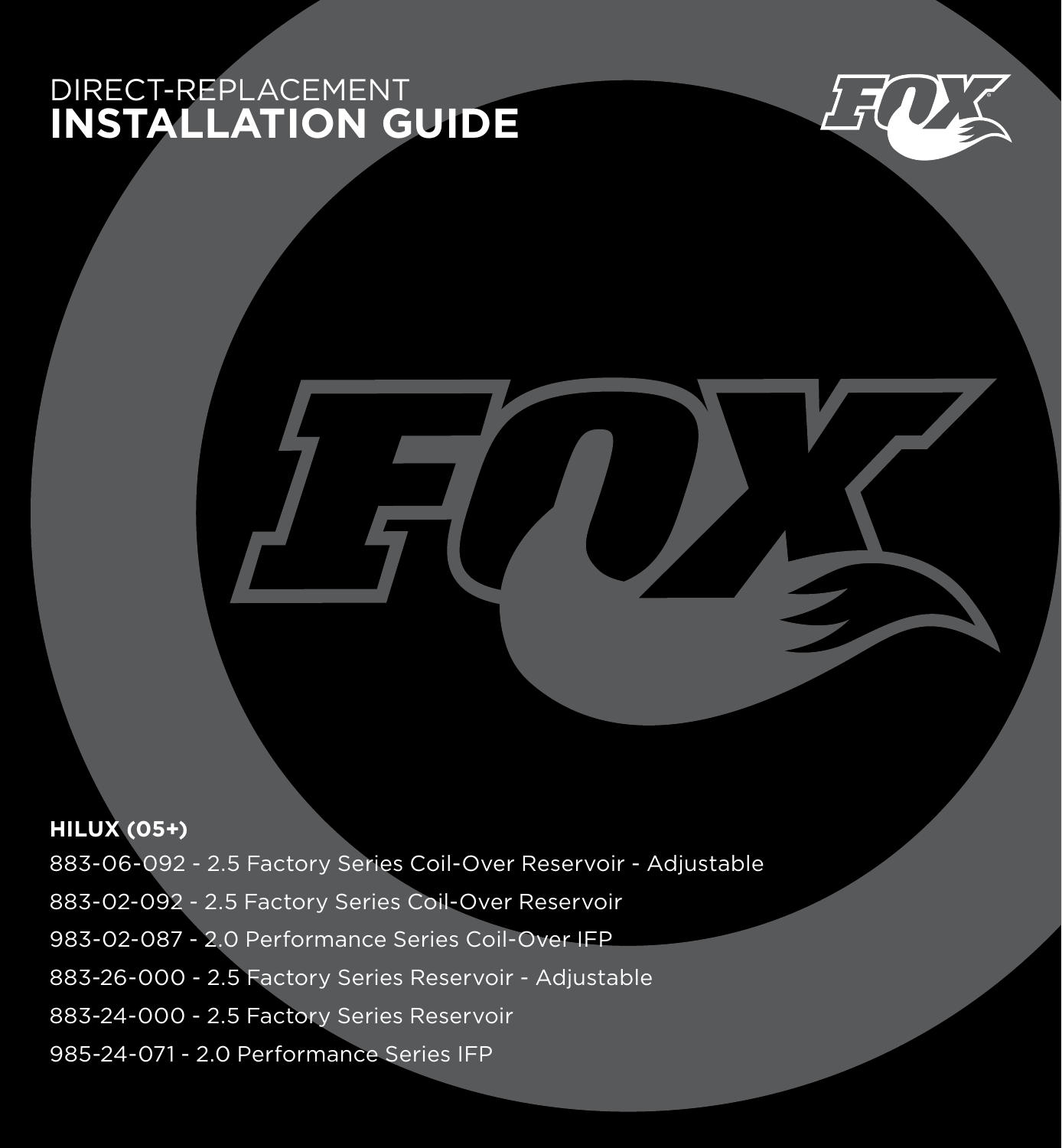# DIRECT-REPLACEMENT INSTALLATION GUIDE

**HILUX (05+)**

883-06-092 - 2.5 Factory Series Coil-Over Reservoir - Adjustable

883-02-092 - 2.5 Factory Series Coil-Over Reservoir

983-02-087 - 2.0 Performance Series Coil-Over IFP

883-26-000 - 2.5 Factory Series Reservoir - Adjustable

883-24-000 - 2.5 Factory Series Reservoir

985-24-071 - 2.0 Performance Series IFP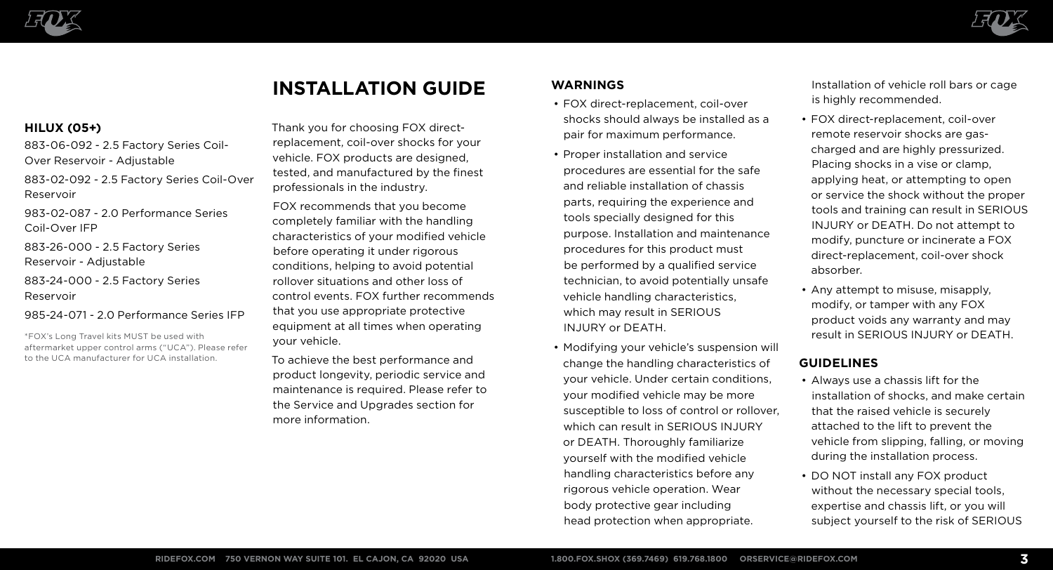## HILUX (05+)

883-06-092 - 2.5 Factory Series Coil-Over Reservoir - Adjustable

883-02-092 - 2.5 Factory Series Coil-Over Reservoir

983-02-087 - 2.0 Performance Series Coil-Over IFP

883-26-000 - 2.5 Factory Series Reservoir - Adjustable

883-24-000 - 2.5 Factory Series Reservoir

985-24-071 - 2.0 Performance Series IFP

*FOX's Long Travel kits MUST be used with aftermarket upper control arms ("UCA"). Please refer to the UCA manufacturer for UCA installation.

# INSTALLATION GUIDE

Thank you for choosing FOX direct-replacement, coil-over shocks for your vehicle. FOX products are designed, tested, and manufactured by the finest professionals in the industry.

FOX recommends that you become completely familiar with the handling characteristics of your modified vehicle before operating it under rigorous conditions, helping to avoid potential rollover situations and other loss of control events. FOX further recommends that you use appropriate protective equipment at all times when operating your vehicle.

To achieve the best performance and product longevity, periodic service and maintenance is required. Please refer to the Service and Upgrades section for more information.

## WARNINGS

- FOX direct-replacement, coil-over shocks should always be installed as a pair for maximum performance.
- Proper installation and service procedures are essential for the safe and reliable installation of chassis parts, requiring the experience and tools specially designed for this purpose. Installation and maintenance procedures for this product must be performed by a qualified service technician, to avoid potentially unsafe vehicle handling characteristics, which may result in SERIOUS INJURY or DEATH.
- Modifying your vehicle's suspension will change the handling characteristics of your vehicle. Under certain conditions, your modified vehicle may be more susceptible to loss of control or rollover, which can result in SERIOUS INJURY or DEATH. Thoroughly familiarize yourself with the modified vehicle handling characteristics before any rigorous vehicle operation. Wear body protective gear including head protection when appropriate. Installation of vehicle roll bars or cage is highly recommended.
- FOX direct-replacement, coil-over remote reservoir shocks are gas-charged and are highly pressurized. Placing shocks in a vise or clamp, applying heat, or attempting to open or service the shock without the proper tools and training can result in SERIOUS INJURY or DEATH. Do not attempt to modify, puncture or incinerate a FOX direct-replacement, coil-over shock absorber.
- Any attempt to misuse, misapply, modify, or tamper with any FOX product voids any warranty and may result in SERIOUS INJURY or DEATH.

## GUIDELINES

- Always use a chassis lift for the installation of shocks, and make certain that the raised vehicle is securely attached to the lift to prevent the vehicle from slipping, falling, or moving during the installation process.
- DO NOT install any FOX product without the necessary special tools, expertise and chassis lift, or you will subject yourself to the risk of SERIOUS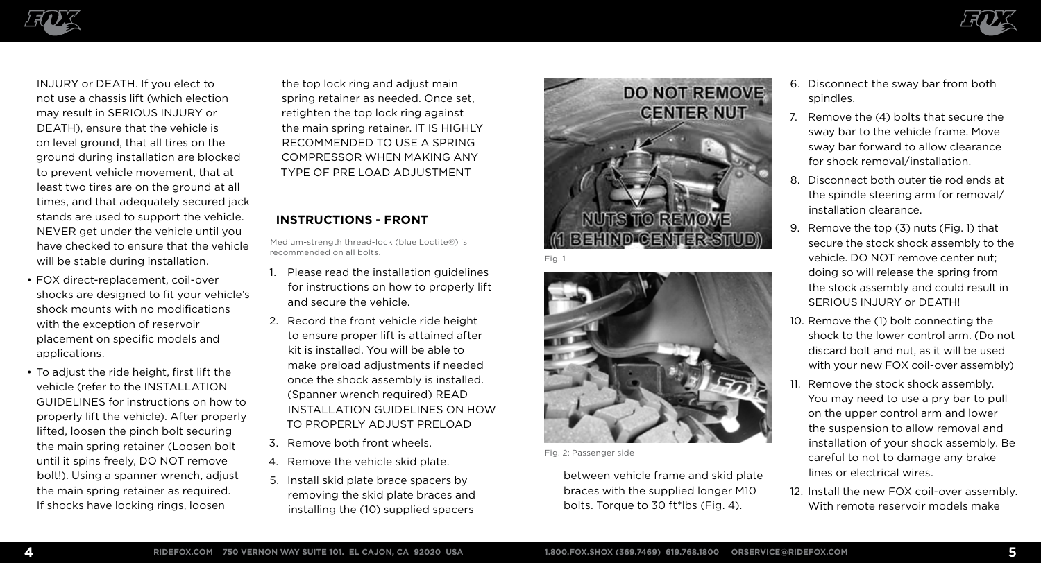INJURY or DEATH. If you elect to not use a chassis lift (which election may result in SERIOUS INJURY or DEATH), ensure that the vehicle is on level ground, that all tires on the ground during installation are blocked to prevent vehicle movement, that at least two tires are on the ground at all times, and that adequately secured jack stands are used to support the vehicle. NEVER get under the vehicle until you have checked to ensure that the vehicle will be stable during installation.

- FOX direct-replacement, coil-over shocks are designed to fit your vehicle's shock mounts with no modifications with the exception of reservoir placement on specific models and applications.
- To adjust the ride height, first lift the vehicle (refer to the INSTALLATION GUIDELINES for instructions on how to properly lift the vehicle). After properly lifted, loosen the pinch bolt securing the main spring retainer (Loosen bolt until it spins freely, DO NOT remove bolt!). Using a spanner wrench, adjust the main spring retainer as required. If shocks have locking rings, loosen the top lock ring and adjust main spring retainer as needed. Once set, retighten the top lock ring against the main spring retainer. IT IS HIGHLY RECOMMENDED TO USE A SPRING COMPRESSOR WHEN MAKING ANY TYPE OF PRE LOAD ADJUSTMENT

## INSTRUCTIONS - FRONT

Medium-strength thread-lock (blue Loctite®) is recommended on all bolts.

1. Please read the installation guidelines for instructions on how to properly lift and secure the vehicle.
2. Record the front vehicle ride height to ensure proper lift is attained after kit is installed. You will be able to make preload adjustments if needed once the shock assembly is installed. (Spanner wrench required) READ INSTALLATION GUIDELINES ON HOW TO PROPERLY ADJUST PRELOAD
3. Remove both front wheels.
4. Remove the vehicle skid plate.
5. Install skid plate brace spacers by removing the skid plate braces and installing the (10) supplied spacers between vehicle frame and skid plate braces with the supplied longer M10 bolts. Torque to 30 ft*lbs (Fig. 4).

DO NOT REMOVE CENTER NUT

NUTS TO REMOVE (1 BEHIND CENTER STUD)

Fig. 1

Fig. 2: Passenger side

6. Disconnect the sway bar from both spindles.
7. Remove the (4) bolts that secure the sway bar to the vehicle frame. Move sway bar forward to allow clearance for shock removal/installation.
8. Disconnect both outer tie rod ends at the spindle steering arm for removal/installation clearance.
9. Remove the top (3) nuts (Fig. 1) that secure the stock shock assembly to the vehicle. DO NOT remove center nut; doing so will release the spring from the stock assembly and could result in SERIOUS INJURY or DEATH!
10. Remove the (1) bolt connecting the shock to the lower control arm. (Do not discard bolt and nut, as it will be used with your new FOX coil-over assembly)
11. Remove the stock shock assembly. You may need to use a pry bar to pull on the upper control arm and lower the suspension to allow removal and installation of your shock assembly. Be careful to not to damage any brake lines or electrical wires.
12. Install the new FOX coil-over assembly. With remote reservoir models make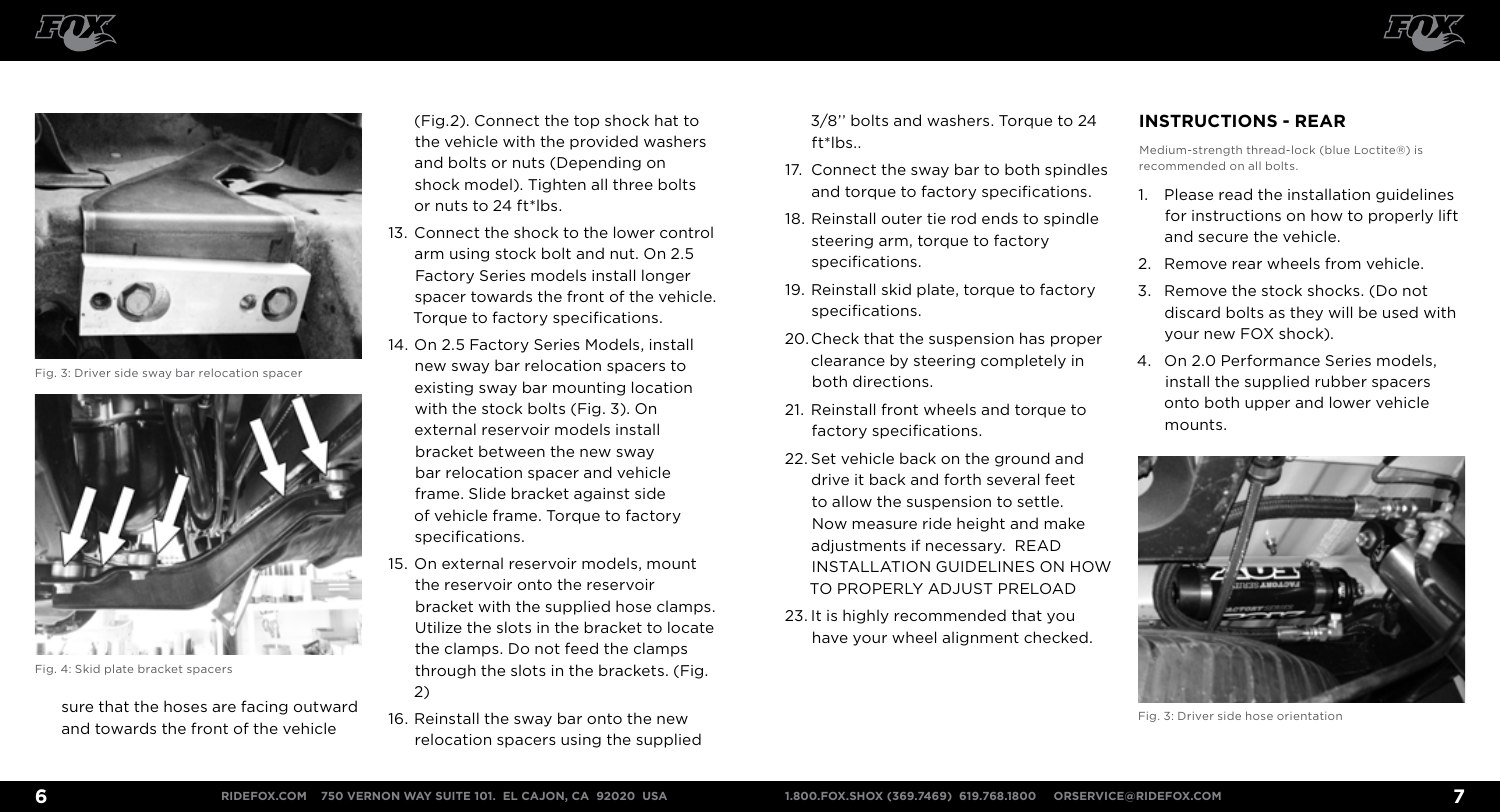Fig. 3: Driver side sway bar relocation spacer

Fig. 4: Skid plate bracket spacers

sure that the hoses are facing outward and towards the front of the vehicle (Fig.2). Connect the top shock hat to the vehicle with the provided washers and bolts or nuts (Depending on shock model). Tighten all three bolts or nuts to 24 ft*lbs.

13. Connect the shock to the lower control arm using stock bolt and nut. On 2.5 Factory Series models install longer spacer towards the front of the vehicle. Torque to factory specifications.
14. On 2.5 Factory Series Models, install new sway bar relocation spacers to existing sway bar mounting location with the stock bolts (Fig. 3). On external reservoir models install bracket between the new sway bar relocation spacer and vehicle frame. Slide bracket against side of vehicle frame. Torque to factory specifications.
15. On external reservoir models, mount the reservoir onto the reservoir bracket with the supplied hose clamps. Utilize the slots in the bracket to locate the clamps. Do not feed the clamps through the slots in the brackets. (Fig. 2)
16. Reinstall the sway bar onto the new relocation spacers using the supplied 3/8'' bolts and washers. Torque to 24 ft*lbs..
17. Connect the sway bar to both spindles and torque to factory specifications.
18. Reinstall outer tie rod ends to spindle steering arm, torque to factory specifications.
19. Reinstall skid plate, torque to factory specifications.
20. Check that the suspension has proper clearance by steering completely in both directions.
21. Reinstall front wheels and torque to factory specifications.
22. Set vehicle back on the ground and drive it back and forth several feet to allow the suspension to settle. Now measure ride height and make adjustments if necessary. READ INSTALLATION GUIDELINES ON HOW TO PROPERLY ADJUST PRELOAD
23. It is highly recommended that you have your wheel alignment checked.

## INSTRUCTIONS - REAR

Medium-strength thread-lock (blue Loctite®) is recommended on all bolts.

1. Please read the installation guidelines for instructions on how to properly lift and secure the vehicle.
2. Remove rear wheels from vehicle.
3. Remove the stock shocks. (Do not discard bolts as they will be used with your new FOX shock).
4. On 2.0 Performance Series models, install the supplied rubber spacers onto both upper and lower vehicle mounts.

Fig. 3: Driver side hose orientation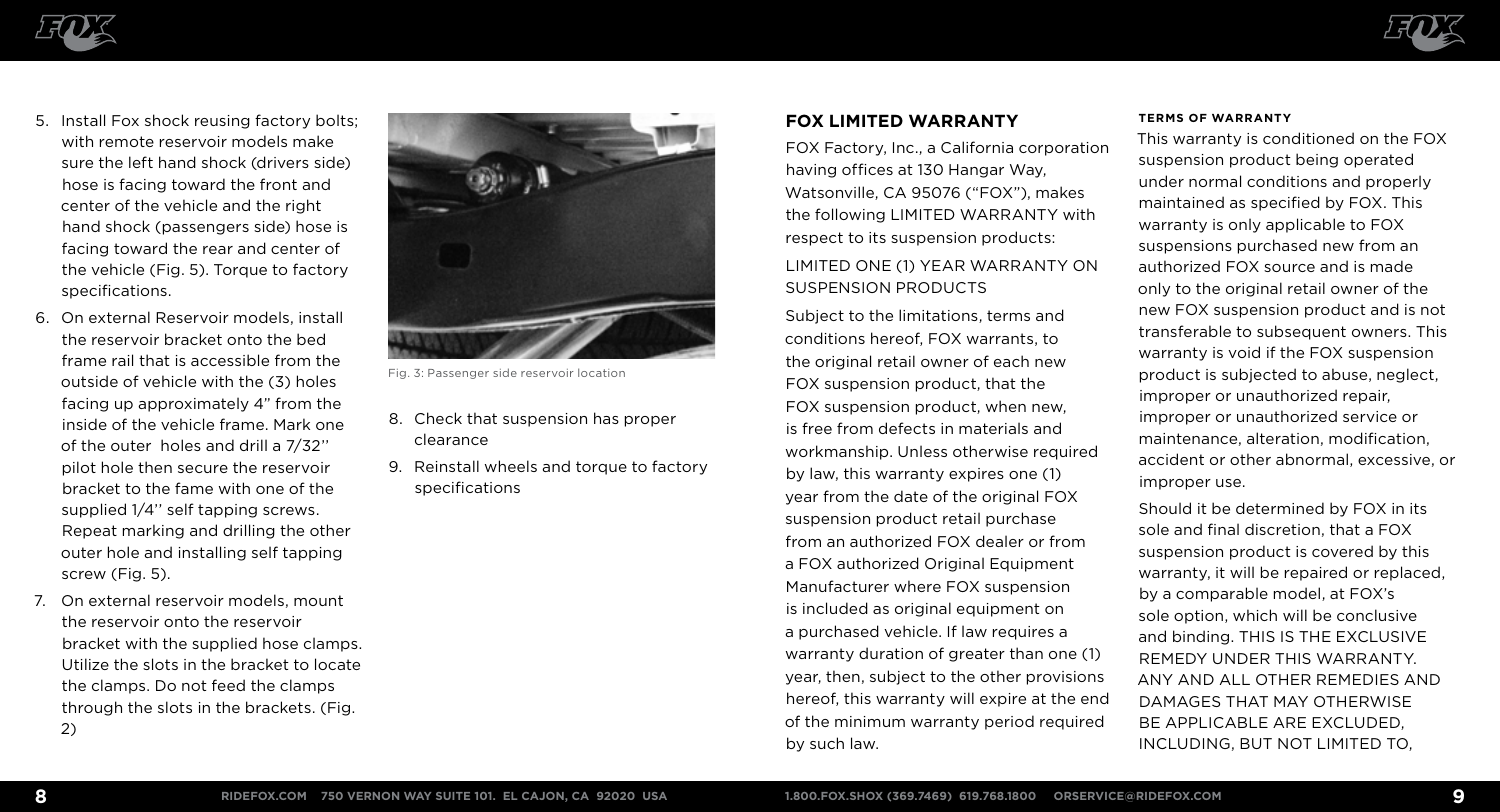5. Install Fox shock reusing factory bolts; with remote reservoir models make sure the left hand shock (drivers side) hose is facing toward the front and center of the vehicle and the right hand shock (passengers side) hose is facing toward the rear and center of the vehicle (Fig. 5). Torque to factory specifications.
6. On external Reservoir models, install the reservoir bracket onto the bed frame rail that is accessible from the outside of vehicle with the (3) holes facing up approximately 4" from the inside of the vehicle frame. Mark one of the outer holes and drill a 7/32'' pilot hole then secure the reservoir bracket to the fame with one of the supplied 1/4'' self tapping screws. Repeat marking and drilling the other outer hole and installing self tapping screw (Fig. 5).
7. On external reservoir models, mount the reservoir onto the reservoir bracket with the supplied hose clamps. Utilize the slots in the bracket to locate the clamps. Do not feed the clamps through the slots in the brackets. (Fig. 2)

Fig. 3: Passenger side reservoir location

8. Check that suspension has proper clearance
9. Reinstall wheels and torque to factory specifications

## FOX LIMITED WARRANTY

FOX Factory, Inc., a California corporation having offices at 130 Hangar Way, Watsonville, CA 95076 ("FOX"), makes the following LIMITED WARRANTY with respect to its suspension products:

LIMITED ONE (1) YEAR WARRANTY ON SUSPENSION PRODUCTS

Subject to the limitations, terms and conditions hereof, FOX warrants, to the original retail owner of each new FOX suspension product, that the FOX suspension product, when new, is free from defects in materials and workmanship. Unless otherwise required by law, this warranty expires one (1) year from the date of the original FOX suspension product retail purchase from an authorized FOX dealer or from a FOX authorized Original Equipment Manufacturer where FOX suspension is included as original equipment on a purchased vehicle. If law requires a warranty duration of greater than one (1) year, then, subject to the other provisions hereof, this warranty will expire at the end of the minimum warranty period required by such law.

#### TERMS OF WARRANTY

This warranty is conditioned on the FOX suspension product being operated under normal conditions and properly maintained as specified by FOX. This warranty is only applicable to FOX suspensions purchased new from an authorized FOX source and is made only to the original retail owner of the new FOX suspension product and is not transferable to subsequent owners. This warranty is void if the FOX suspension product is subjected to abuse, neglect, improper or unauthorized repair, improper or unauthorized service or maintenance, alteration, modification, accident or other abnormal, excessive, or improper use.

Should it be determined by FOX in its sole and final discretion, that a FOX suspension product is covered by this warranty, it will be repaired or replaced, by a comparable model, at FOX's sole option, which will be conclusive and binding. THIS IS THE EXCLUSIVE REMEDY UNDER THIS WARRANTY. ANY AND ALL OTHER REMEDIES AND DAMAGES THAT MAY OTHERWISE BE APPLICABLE ARE EXCLUDED, INCLUDING, BUT NOT LIMITED TO,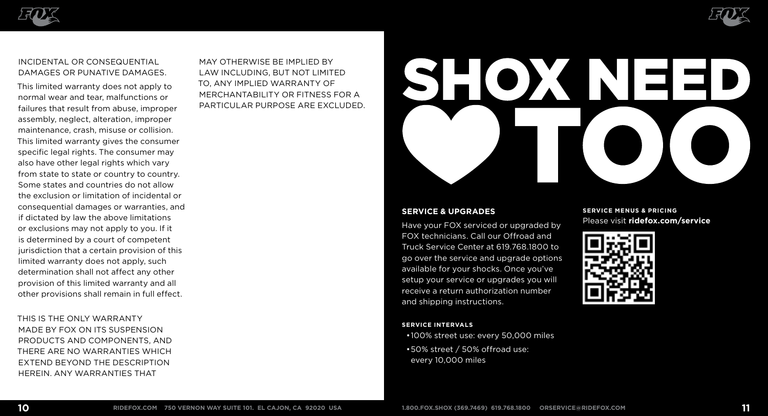INCIDENTAL OR CONSEQUENTIAL DAMAGES OR PUNATIVE DAMAGES.

This limited warranty does not apply to normal wear and tear, malfunctions or failures that result from abuse, improper assembly, neglect, alteration, improper maintenance, crash, misuse or collision. This limited warranty gives the consumer specific legal rights. The consumer may also have other legal rights which vary from state to state or country to country. Some states and countries do not allow the exclusion or limitation of incidental or consequential damages or warranties, and if dictated by law the above limitations or exclusions may not apply to you. If it is determined by a court of competent jurisdiction that a certain provision of this limited warranty does not apply, such determination shall not affect any other provision of this limited warranty and all other provisions shall remain in full effect.

THIS IS THE ONLY WARRANTY MADE BY FOX ON ITS SUSPENSION PRODUCTS AND COMPONENTS, AND THERE ARE NO WARRANTIES WHICH EXTEND BEYOND THE DESCRIPTION HEREIN. ANY WARRANTIES THAT MAY OTHERWISE BE IMPLIED BY LAW INCLUDING, BUT NOT LIMITED TO, ANY IMPLIED WARRANTY OF MERCHANTABILITY OR FITNESS FOR A PARTICULAR PURPOSE ARE EXCLUDED.

# SHOX NEED ♥ TOO

## SERVICE & UPGRADES

Have your FOX serviced or upgraded by FOX technicians. Call our Offroad and Truck Service Center at 619.768.1800 to go over the service and upgrade options available for your shocks. Once you've setup your service or upgrades you will receive a return authorization number and shipping instructions.

**SERVICE INTERVALS**

- 100% street use: every 50,000 miles
- 50% street / 50% offroad use: every 10,000 miles

**SERVICE MENUS & PRICING**

Please visit **ridefox.com/service**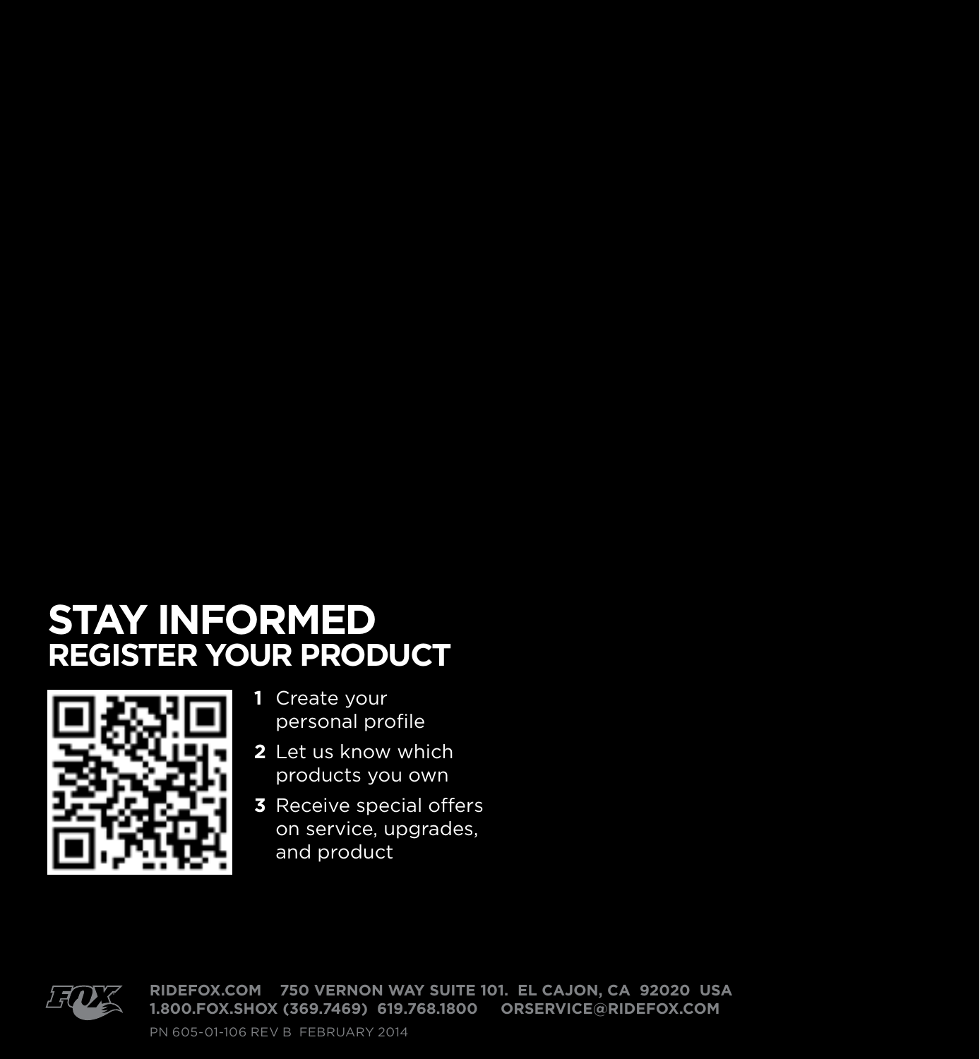# STAY INFORMED

## REGISTER YOUR PRODUCT

1. Create your personal profile
2. Let us know which products you own
3. Receive special offers on service, upgrades, and product

**RIDEFOX.COM 750 VERNON WAY SUITE 101. EL CAJON, CA 92020 USA**
**1.800.FOX.SHOX (369.7469) 619.768.1800 ORSERVICE@RIDEFOX.COM**

PN 605-01-106 REV B FEBRUARY 2014